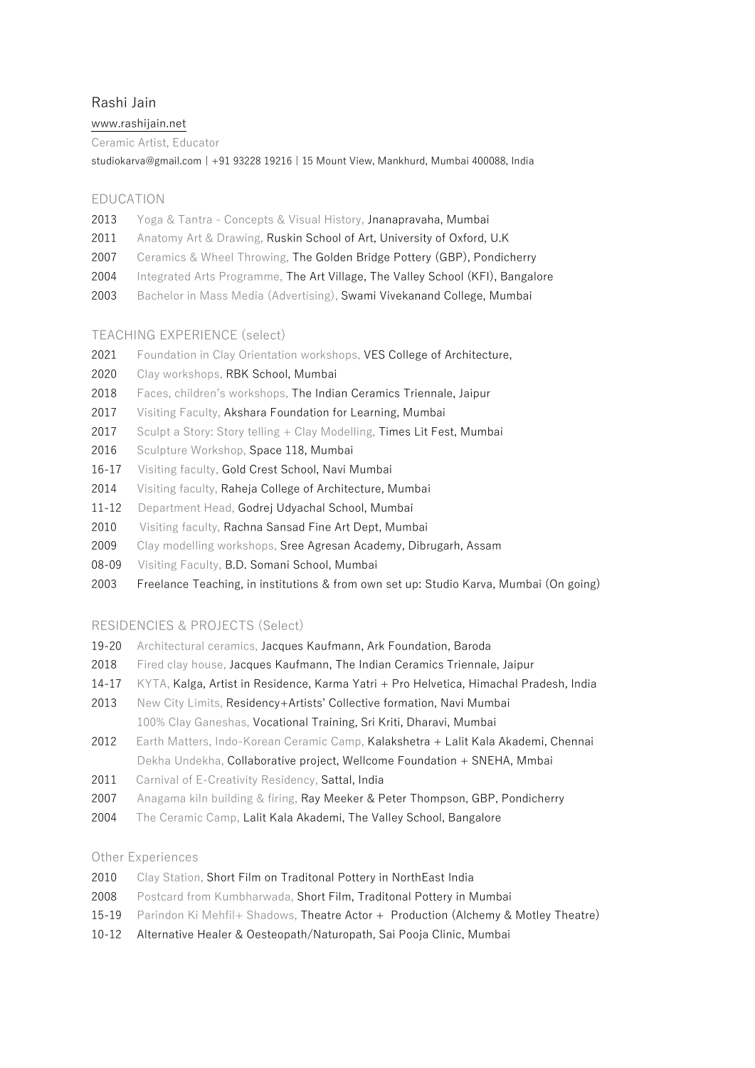# Rashi Jain

www.rashijain.net

Ceramic Artist, Educator

studiokarva@gmail.com | +91 93228 19216 | 15 Mount View, Mankhurd, Mumbai 400088, India

## EDUCATION

- 2013 Yoga & Tantra - Concepts & Visual History, Jnanapravaha, Mumbai
- 2011 Anatomy Art & Drawing, Ruskin School of Art, University of Oxford, U.K
- 2007 Ceramics & Wheel Throwing, The Golden Bridge Pottery (GBP), Pondicherry
- 2004 Integrated Arts Programme, The Art Village, The Valley School (KFI), Bangalore
- 2003 Bachelor in Mass Media (Advertising), Swami Vivekanand College, Mumbai

## TEACHING EXPERIENCE (select)

- 2021 Foundation in Clay Orientation workshops, VES College of Architecture,
- 2020 Clay workshops, RBK School, Mumbai
- 2018 Faces, children's workshops, The Indian Ceramics Triennale, Jaipur
- 2017 Visiting Faculty, Akshara Foundation for Learning, Mumbai
- 2017 Sculpt a Story: Story telling + Clay Modelling, Times Lit Fest, Mumbai
- 2016 Sculpture Workshop, Space 118, Mumbai
- 16-17 Visiting faculty, Gold Crest School, Navi Mumbai
- 2014 Visiting faculty, Raheja College of Architecture, Mumbai
- 11-12 Department Head, Godrej Udyachal School, Mumbai
- 2010 Visiting faculty, Rachna Sansad Fine Art Dept, Mumbai
- 2009 Clay modelling workshops, Sree Agresan Academy, Dibrugarh, Assam
- 08-09 Visiting Faculty, B.D. Somani School, Mumbai
- 2003 Freelance Teaching, in institutions & from own set up: Studio Karva, Mumbai (On going)

## RESIDENCIES & PROJECTS (Select)

- 19-20 Architectural ceramics, Jacques Kaufmann, Ark Foundation, Baroda
- 2018 Fired clay house, Jacques Kaufmann, The Indian Ceramics Triennale, Jaipur
- 14-17 KYTA, Kalga, Artist in Residence, Karma Yatri + Pro Helvetica, Himachal Pradesh, India
- 2013 New City Limits, Residency+Artists' Collective formation, Navi Mumbai
  100% Clay Ganeshas, Vocational Training, Sri Kriti, Dharavi, Mumbai
- 2012 Earth Matters, Indo-Korean Ceramic Camp, Kalakshetra + Lalit Kala Akademi, Chennai
  Dekha Undekha, Collaborative project, Wellcome Foundation + SNEHA, Mmbai
- 2011 Carnival of E-Creativity Residency, Sattal, India
- 2007 Anagama kiln building & firing, Ray Meeker & Peter Thompson, GBP, Pondicherry
- 2004 The Ceramic Camp, Lalit Kala Akademi, The Valley School, Bangalore

## Other Experiences

- 2010 Clay Station, Short Film on Traditonal Pottery in NorthEast India
- 2008 Postcard from Kumbharwada, Short Film, Traditonal Pottery in Mumbai
- 15-19 Parindon Ki Mehfil+ Shadows, Theatre Actor + Production (Alchemy & Motley Theatre)
- 10-12 Alternative Healer & Oesteopath/Naturopath, Sai Pooja Clinic, Mumbai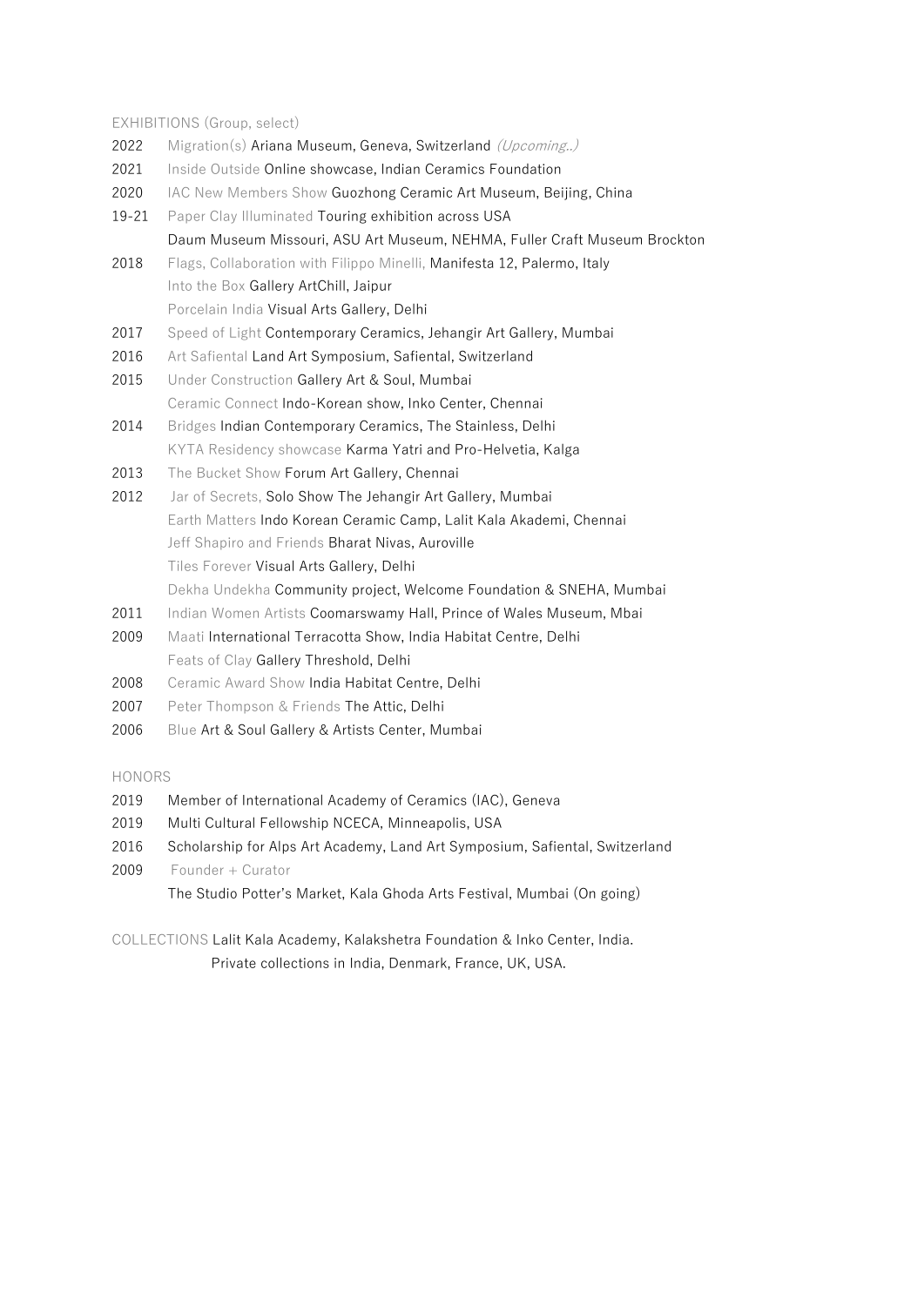EXHIBITIONS (Group, select)

2022 Migration(s) Ariana Museum, Geneva, Switzerland *(Upcoming..)*

2021 Inside Outside Online showcase, Indian Ceramics Foundation

2020 IAC New Members Show Guozhong Ceramic Art Museum, Beijing, China

19-21 Paper Clay Illuminated Touring exhibition across USA
Daum Museum Missouri, ASU Art Museum, NEHMA, Fuller Craft Museum Brockton

2018 Flags, Collaboration with Filippo Minelli, Manifesta 12, Palermo, Italy
Into the Box Gallery ArtChill, Jaipur
Porcelain India Visual Arts Gallery, Delhi

2017 Speed of Light Contemporary Ceramics, Jehangir Art Gallery, Mumbai

2016 Art Safiental Land Art Symposium, Safiental, Switzerland

2015 Under Construction Gallery Art & Soul, Mumbai
Ceramic Connect Indo-Korean show, Inko Center, Chennai

2014 Bridges Indian Contemporary Ceramics, The Stainless, Delhi
KYTA Residency showcase Karma Yatri and Pro-Helvetia, Kalga

2013 The Bucket Show Forum Art Gallery, Chennai

2012 Jar of Secrets, Solo Show The Jehangir Art Gallery, Mumbai
Earth Matters Indo Korean Ceramic Camp, Lalit Kala Akademi, Chennai
Jeff Shapiro and Friends Bharat Nivas, Auroville
Tiles Forever Visual Arts Gallery, Delhi
Dekha Undekha Community project, Welcome Foundation & SNEHA, Mumbai

2011 Indian Women Artists Coomarswamy Hall, Prince of Wales Museum, Mbai

2009 Maati International Terracotta Show, India Habitat Centre, Delhi
Feats of Clay Gallery Threshold, Delhi

2008 Ceramic Award Show India Habitat Centre, Delhi

2007 Peter Thompson & Friends The Attic, Delhi

2006 Blue Art & Soul Gallery & Artists Center, Mumbai

HONORS

2019 Member of International Academy of Ceramics (IAC), Geneva

2019 Multi Cultural Fellowship NCECA, Minneapolis, USA

2016 Scholarship for Alps Art Academy, Land Art Symposium, Safiental, Switzerland

2009 Founder + Curator
The Studio Potter's Market, Kala Ghoda Arts Festival, Mumbai (On going)

COLLECTIONS Lalit Kala Academy, Kalakshetra Foundation & Inko Center, India.
Private collections in India, Denmark, France, UK, USA.